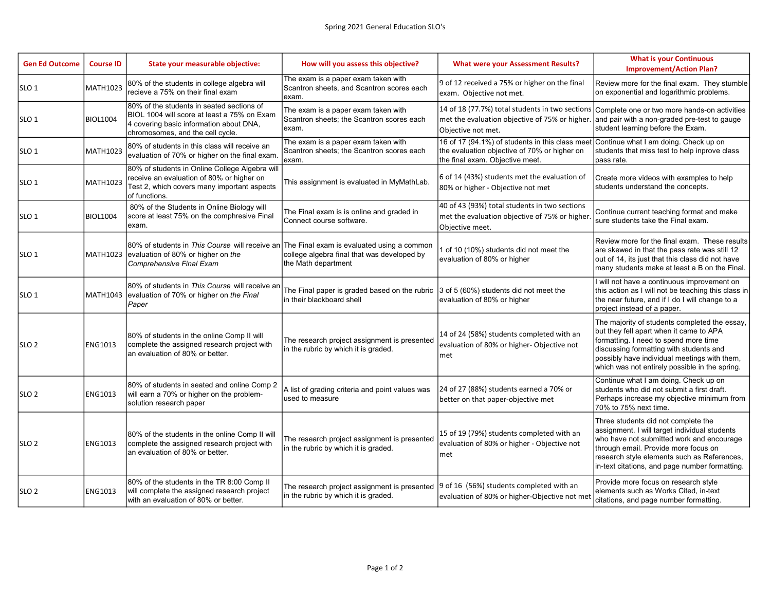Spring 2021 General Education SLO's

| Gen Ed Outcome | Course ID | State your measurable objective: | How will you assess this objective? | What were your Assessment Results? | What is your Continuous Improvement/Action Plan? |
|---|---|---|---|---|---|
| SLO 1 | MATH1023 | 80% of the students in college algebra will recieve a 75% on their final exam | The exam is a paper exam taken with Scantron sheets, and Scantron scores each exam. | 9 of 12 received a 75% or higher on the final exam. Objective not met. | Review more for the final exam. They stumble on exponential and logarithmic problems. |
| SLO 1 | BIOL1004 | 80% of the students in seated sections of BIOL 1004 will score at least a 75% on Exam 4 covering basic information about DNA, chromosomes, and the cell cycle. | The exam is a paper exam taken with Scantron sheets; the Scantron scores each exam. | 14 of 18 (77.7%) total students in two sections met the evaluation objective of 75% or higher. Objective not met. | Complete one or two more hands-on activities and pair with a non-graded pre-test to gauge student learning before the Exam. |
| SLO 1 | MATH1023 | 80% of students in this class will receive an evaluation of 70% or higher on the final exam. | The exam is a paper exam taken with Scantron sheets; the Scantron scores each exam. | 16 of 17 (94.1%) of students in this class meet the evaluation objective of 70% or higher on the final exam. Objective meet. | Continue what I am doing. Check up on students that miss test to help inprove class pass rate. |
| SLO 1 | MATH1023 | 80% of students in Online College Algebra will receive an evaluation of 80% or higher on Test 2, which covers many important aspects of functions. | This assignment is evaluated in MyMathLab. | 6 of 14 (43%) students met the evaluation of 80% or higher - Objective not met | Create more videos with examples to help students understand the concepts. |
| SLO 1 | BIOL1004 | 80% of the Students in Online Biology will score at least 75% on the comphresive Final exam. | The Final exam is is online and graded in Connect course software. | 40 of 43 (93%) total students in two sections met the evaluation objective of 75% or higher. Objective meet. | Continue current teaching format and make sure students take the Final exam. |
| SLO 1 | MATH1023 | 80% of students in *This Course* will receive an evaluation of 80% or higher on *the Comprehensive Final Exam* | The Final exam is evaluated using a common college algebra final that was developed by the Math department | 1 of 10 (10%) students did not meet the evaluation of 80% or higher | Review more for the final exam. These results are skewed in that the pass rate was still 12 out of 14, its just that this class did not have many students make at least a B on the Final. |
| SLO 1 | MATH1043 | 80% of students in *This Course* will receive an evaluation of 70% or higher on *the Final Paper* | The Final paper is graded based on the rubric in their blackboard shell | 3 of 5 (60%) students did not meet the evaluation of 80% or higher | I will not have a continuous improvement on this action as I will not be teaching this class in the near future, and if I do I will change to a project instead of a paper. |
| SLO 2 | ENG1013 | 80% of students in the online Comp II will complete the assigned research project with an evaluation of 80% or better. | The research project assignment is presented in the rubric by which it is graded. | 14 of 24 (58%) students completed with an evaluation of 80% or higher- Objective not met | The majority of students completed the essay, but they fell apart when it came to APA formatting. I need to spend more time discussing formatting with students and possibly have individual meetings with them, which was not entirely possible in the spring. |
| SLO 2 | ENG1013 | 80% of students in seated and online Comp 2 will earn a 70% or higher on the problem-solution research paper | A list of grading criteria and point values was used to measure | 24 of 27 (88%) students earned a 70% or better on that paper-objective met | Continue what I am doing. Check up on students who did not submit a first draft. Perhaps increase my objective minimum from 70% to 75% next time. |
| SLO 2 | ENG1013 | 80% of the students in the online Comp II will complete the assigned research project with an evaluation of 80% or better. | The research project assignment is presented in the rubric by which it is graded. | 15 of 19 (79%) students completed with an evaluation of 80% or higher - Objective not met | Three students did not complete the assignment. I will target individual students who have not submitted work and encourage through email. Provide more focus on research style elements such as References, in-text citations, and page number formatting. |
| SLO 2 | ENG1013 | 80% of the students in the TR 8:00 Comp II will complete the assigned research project with an evaluation of 80% or better. | The research project assignment is presented in the rubric by which it is graded. | 9 of 16 (56%) students completed with an evaluation of 80% or higher-Objective not met | Provide more focus on research style elements such as Works Cited, in-text citations, and page number formatting. |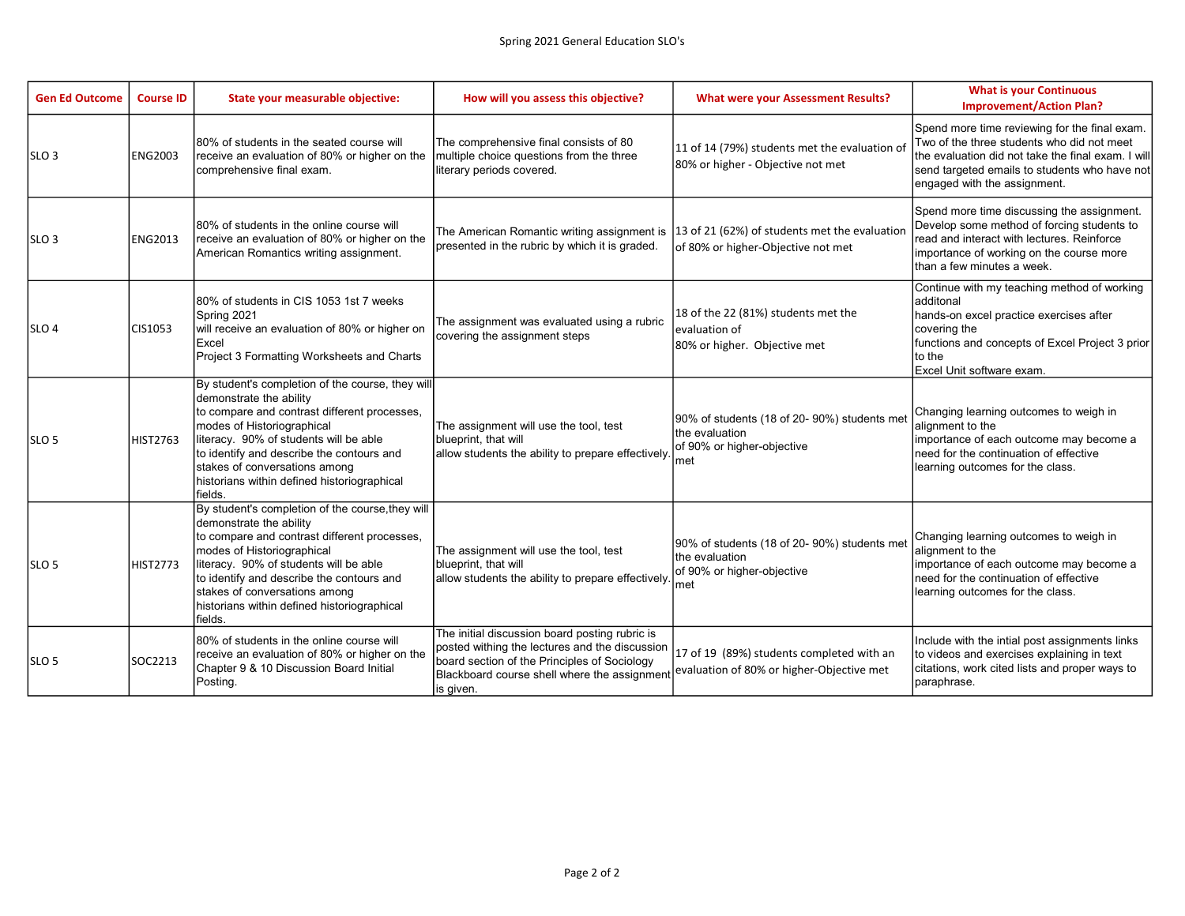Spring 2021 General Education SLO's

| Gen Ed Outcome | Course ID | State your measurable objective: | How will you assess this objective? | What were your Assessment Results? | What is your Continuous Improvement/Action Plan? |
|---|---|---|---|---|---|
| SLO 3 | ENG2003 | 80% of students in the seated course will receive an evaluation of 80% or higher on the comprehensive final exam. | The comprehensive final consists of 80 multiple choice questions from the three literary periods covered. | 11 of 14 (79%) students met the evaluation of 80% or higher - Objective not met | Spend more time reviewing for the final exam. Two of the three students who did not meet the evaluation did not take the final exam. I will send targeted emails to students who have not engaged with the assignment. |
| SLO 3 | ENG2013 | 80% of students in the online course will receive an evaluation of 80% or higher on the American Romantics writing assignment. | The American Romantic writing assignment is presented in the rubric by which it is graded. | 13 of 21 (62%) of students met the evaluation of 80% or higher-Objective not met | Spend more time discussing the assignment. Develop some method of forcing students to read and interact with lectures. Reinforce importance of working on the course more than a few minutes a week. |
| SLO 4 | CIS1053 | 80% of students in CIS 1053 1st 7 weeks Spring 2021 will receive an evaluation of 80% or higher on Excel Project 3 Formatting Worksheets and Charts | The assignment was evaluated using a rubric covering the assignment steps | 18 of the 22 (81%) students met the evaluation of 80% or higher. Objective met | Continue with my teaching method of working additonal hands-on excel practice exercises after covering the functions and concepts of Excel Project 3 prior to the Excel Unit software exam. |
| SLO 5 | HIST2763 | By student's completion of the course, they will demonstrate the ability to compare and contrast different processes, modes of Historiographical literacy. 90% of students will be able to identify and describe the contours and stakes of conversations among historians within defined historiographical fields. | The assignment will use the tool, test blueprint, that will allow students the ability to prepare effectively. | 90% of students (18 of 20- 90%) students met the evaluation of 90% or higher-objective met | Changing learning outcomes to weigh in alignment to the importance of each outcome may become a need for the continuation of effective learning outcomes for the class. |
| SLO 5 | HIST2773 | By student's completion of the course,they will demonstrate the ability to compare and contrast different processes, modes of Historiographical literacy. 90% of students will be able to identify and describe the contours and stakes of conversations among historians within defined historiographical fields. | The assignment will use the tool, test blueprint, that will allow students the ability to prepare effectively. | 90% of students (18 of 20- 90%) students met the evaluation of 90% or higher-objective met | Changing learning outcomes to weigh in alignment to the importance of each outcome may become a need for the continuation of effective learning outcomes for the class. |
| SLO 5 | SOC2213 | 80% of students in the online course will receive an evaluation of 80% or higher on the Chapter 9 & 10 Discussion Board Initial Posting. | The initial discussion board posting rubric is posted withing the lectures and the discussion board section of the Principles of Sociology Blackboard course shell where the assignment is given. | 17 of 19 (89%) students completed with an evaluation of 80% or higher-Objective met | Include with the intial post assignments links to videos and exercises explaining in text citations, work cited lists and proper ways to paraphrase. |